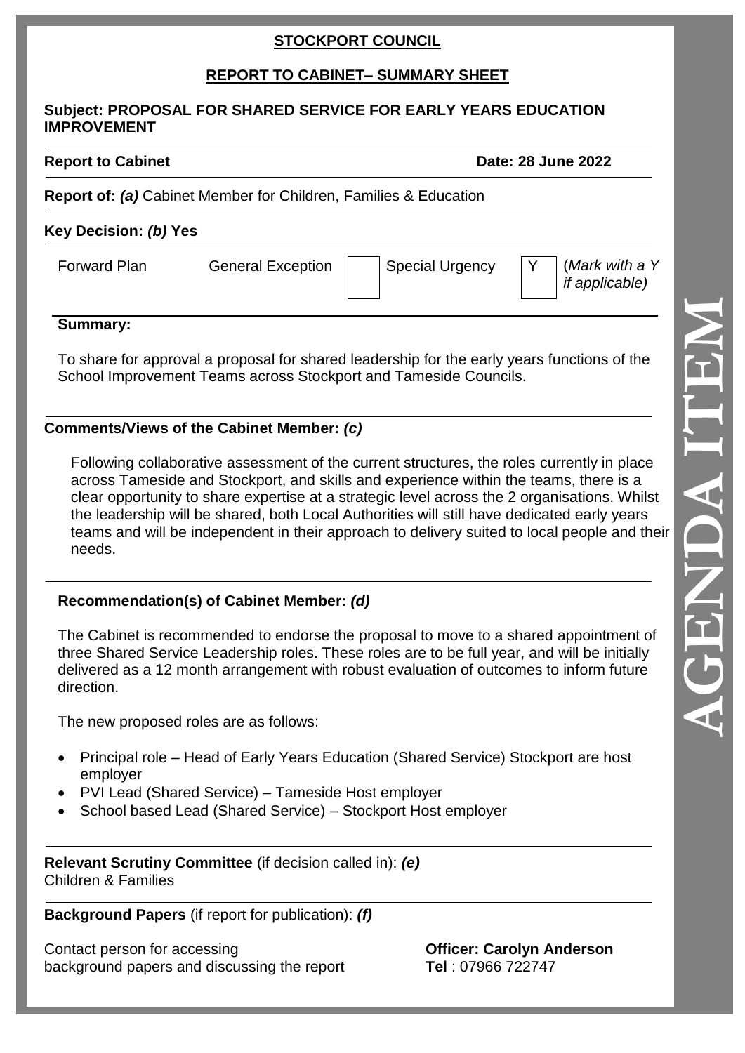**STOCKPORT COUNCIL**

**REPORT TO CABINET– SUMMARY SHEET**

**Subject: PROPOSAL FOR SHARED SERVICE FOR EARLY YEARS EDUCATION IMPROVEMENT**

**Report to Cabinet** **Date: 28 June 2022**

**Report of:** ***(a)*** Cabinet Member for Children, Families & Education

**Key Decision:** ***(b)*** **Yes**

| Forward Plan | General Exception | | Special Urgency | Y | (*Mark with a Y if applicable)* |
|---|---|---|---|---|---|

**Summary:**

To share for approval a proposal for shared leadership for the early years functions of the School Improvement Teams across Stockport and Tameside Councils.

**Comments/Views of the Cabinet Member:** ***(c)***

Following collaborative assessment of the current structures, the roles currently in place across Tameside and Stockport, and skills and experience within the teams, there is a clear opportunity to share expertise at a strategic level across the 2 organisations. Whilst the leadership will be shared, both Local Authorities will still have dedicated early years teams and will be independent in their approach to delivery suited to local people and their needs.

**Recommendation(s) of Cabinet Member:** ***(d)***

The Cabinet is recommended to endorse the proposal to move to a shared appointment of three Shared Service Leadership roles. These roles are to be full year, and will be initially delivered as a 12 month arrangement with robust evaluation of outcomes to inform future direction.

The new proposed roles are as follows:

- Principal role – Head of Early Years Education (Shared Service) Stockport are host employer
- PVI Lead (Shared Service) – Tameside Host employer
- School based Lead (Shared Service) – Stockport Host employer

**Relevant Scrutiny Committee** (if decision called in): ***(e)***
Children & Families

**Background Papers** (if report for publication): ***(f)***

Contact person for accessing background papers and discussing the report

**Officer: Carolyn Anderson**
**Tel** : 07966 722747

AGENDA ITEM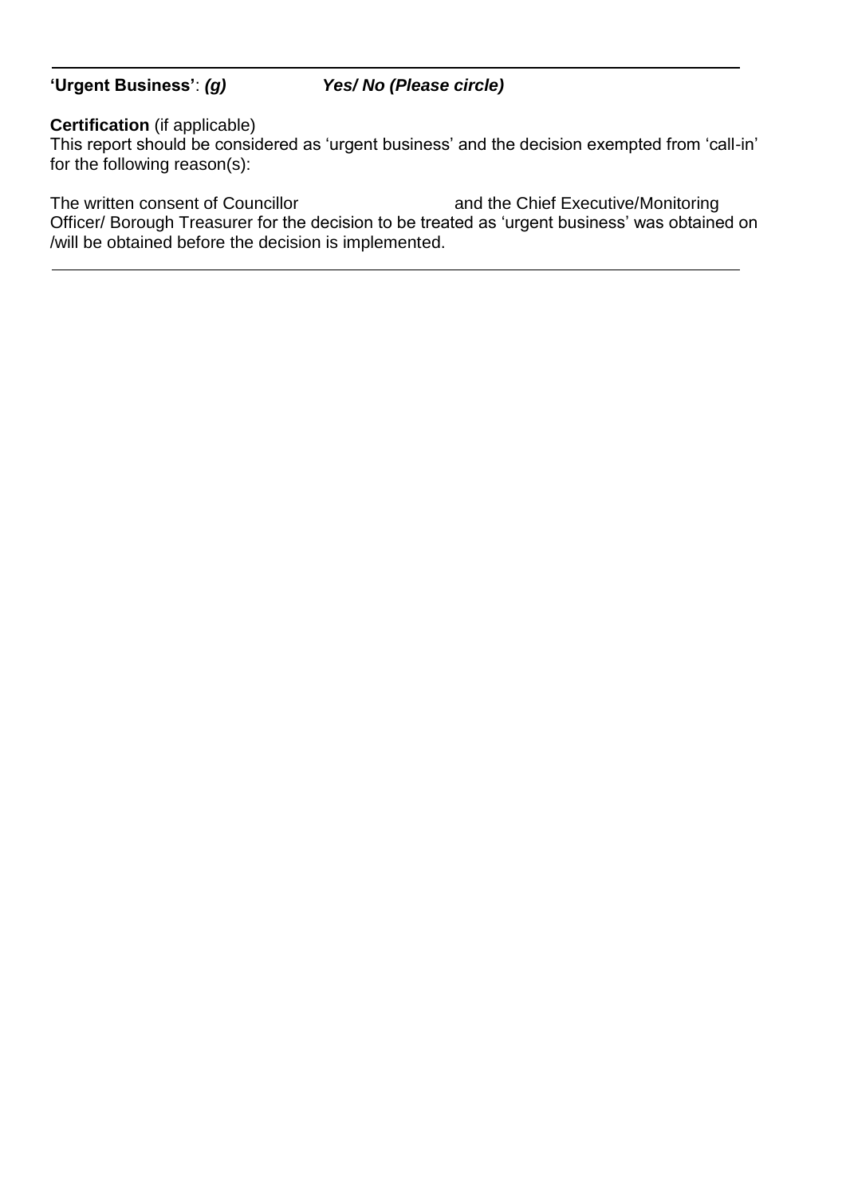---

**'Urgent Business'**: ***(g)*** ***Yes/ No (Please circle)***

**Certification** (if applicable)
This report should be considered as 'urgent business' and the decision exempted from 'call-in' for the following reason(s):

The written consent of Councillor and the Chief Executive/Monitoring Officer/ Borough Treasurer for the decision to be treated as 'urgent business' was obtained on /will be obtained before the decision is implemented.

---